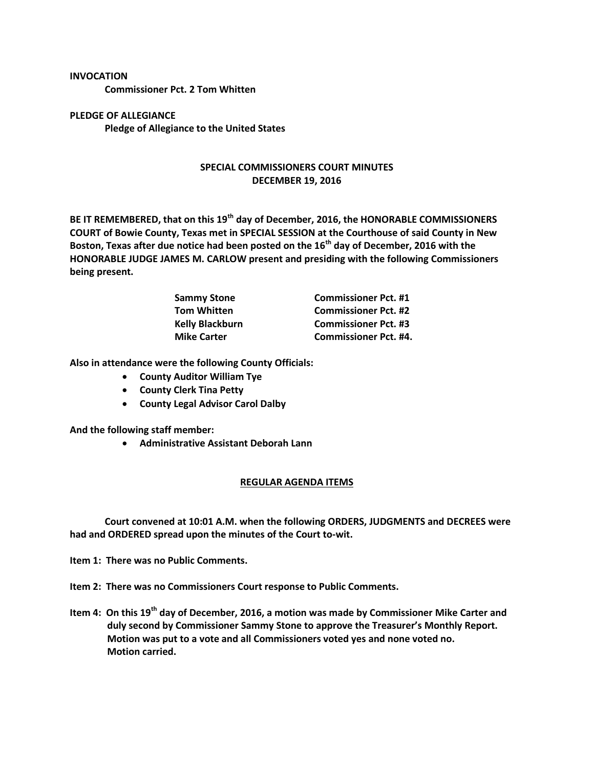**INVOCATION**

**Commissioner Pct. 2 Tom Whitten**

**PLEDGE OF ALLEGIANCE**

**Pledge of Allegiance to the United States**

## SPECIAL COMMISSIONERS COURT MINUTES
## DECEMBER 19, 2016

**BE IT REMEMBERED, that on this 19th day of December, 2016, the HONORABLE COMMISSIONERS COURT of Bowie County, Texas met in SPECIAL SESSION at the Courthouse of said County in New Boston, Texas after due notice had been posted on the 16th day of December, 2016 with the HONORABLE JUDGE JAMES M. CARLOW present and presiding with the following Commissioners being present.**

| | |
|---|---|
| **Sammy Stone** | **Commissioner Pct. #1** |
| **Tom Whitten** | **Commissioner Pct. #2** |
| **Kelly Blackburn** | **Commissioner Pct. #3** |
| **Mike Carter** | **Commissioner Pct. #4.** |

**Also in attendance were the following County Officials:**

- **County Auditor William Tye**
- **County Clerk Tina Petty**
- **County Legal Advisor Carol Dalby**

**And the following staff member:**

- **Administrative Assistant Deborah Lann**

## REGULAR AGENDA ITEMS

**Court convened at 10:01 A.M. when the following ORDERS, JUDGMENTS and DECREES were had and ORDERED spread upon the minutes of the Court to-wit.**

**Item 1: There was no Public Comments.**

**Item 2: There was no Commissioners Court response to Public Comments.**

**Item 4: On this 19th day of December, 2016, a motion was made by Commissioner Mike Carter and duly second by Commissioner Sammy Stone to approve the Treasurer's Monthly Report. Motion was put to a vote and all Commissioners voted yes and none voted no. Motion carried.**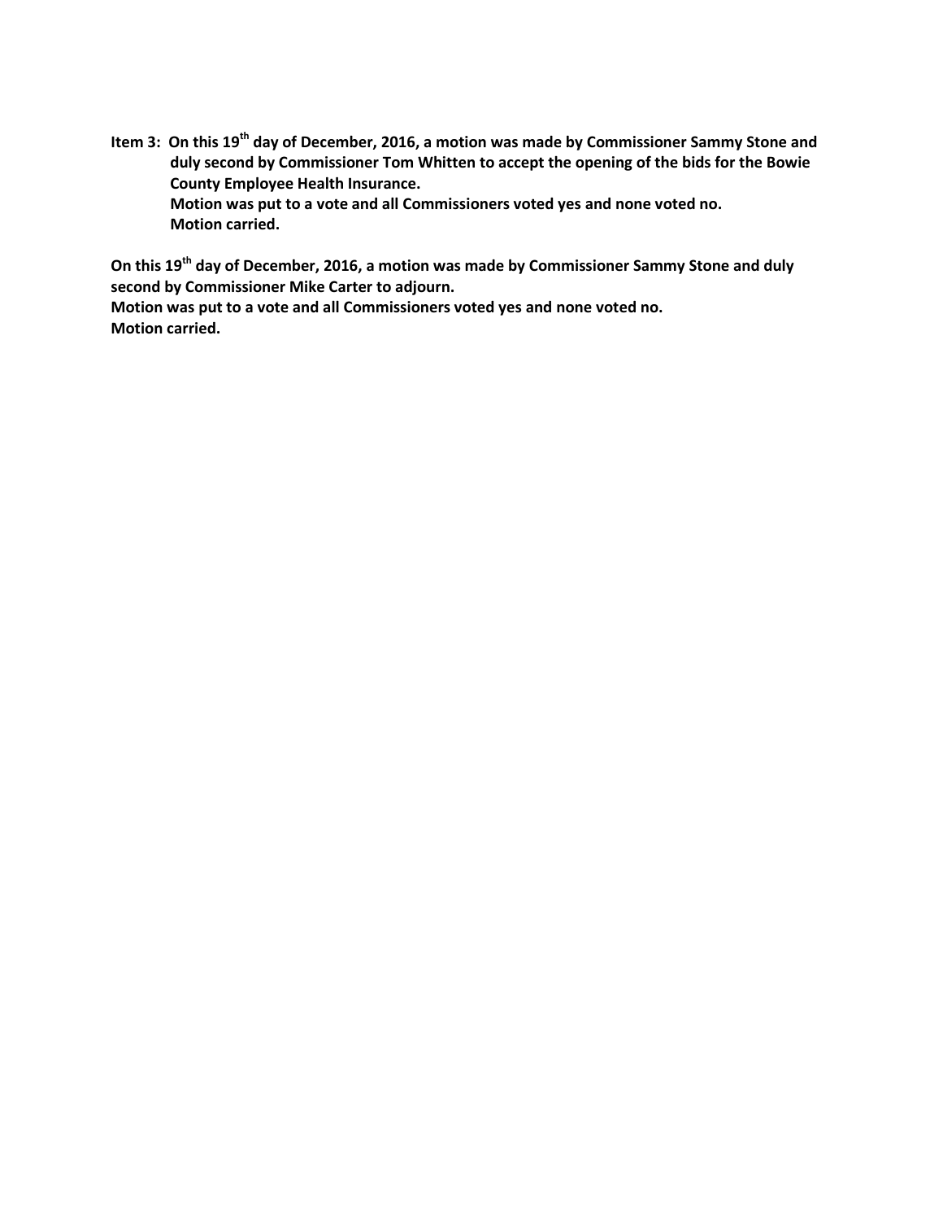**Item 3: On this 19th day of December, 2016, a motion was made by Commissioner Sammy Stone and duly second by Commissioner Tom Whitten to accept the opening of the bids for the Bowie County Employee Health Insurance.**
**Motion was put to a vote and all Commissioners voted yes and none voted no.**
**Motion carried.**

**On this 19th day of December, 2016, a motion was made by Commissioner Sammy Stone and duly second by Commissioner Mike Carter to adjourn.**
**Motion was put to a vote and all Commissioners voted yes and none voted no.**
**Motion carried.**